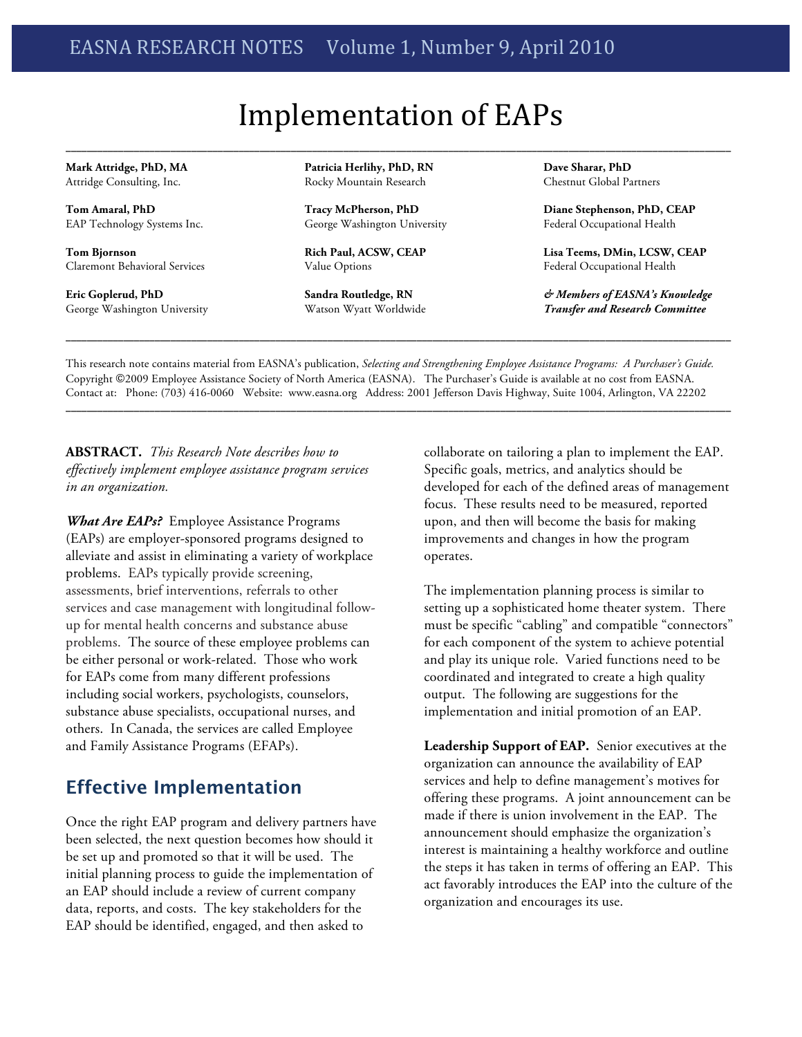# Implementation of EAPs

**Mark Attridge, PhD, MA**
Attridge Consulting, Inc.

**Tom Amaral, PhD**
EAP Technology Systems Inc.

**Tom Bjornson**
Claremont Behavioral Services

**Eric Goplerud, PhD**
George Washington University

**Patricia Herlihy, PhD, RN**
Rocky Mountain Research

**Tracy McPherson, PhD**
George Washington University

**Rich Paul, ACSW, CEAP**
Value Options

**Sandra Routledge, RN**
Watson Wyatt Worldwide

**Dave Sharar, PhD**
Chestnut Global Partners

**Diane Stephenson, PhD, CEAP**
Federal Occupational Health

**Lisa Teems, DMin, LCSW, CEAP**
Federal Occupational Health

***& Members of EASNA's Knowledge Transfer and Research Committee***

This research note contains material from EASNA's publication, *Selecting and Strengthening Employee Assistance Programs: A Purchaser's Guide.* Copyright ©2009 Employee Assistance Society of North America (EASNA). The Purchaser's Guide is available at no cost from EASNA. Contact at: Phone: (703) 416-0060 Website: www.easna.org Address: 2001 Jefferson Davis Highway, Suite 1004, Arlington, VA 22202

**ABSTRACT.** *This Research Note describes how to effectively implement employee assistance program services in an organization.*

***What Are EAPs?*** Employee Assistance Programs (EAPs) are employer-sponsored programs designed to alleviate and assist in eliminating a variety of workplace problems. EAPs typically provide screening, assessments, brief interventions, referrals to other services and case management with longitudinal follow-up for mental health concerns and substance abuse problems. The source of these employee problems can be either personal or work-related. Those who work for EAPs come from many different professions including social workers, psychologists, counselors, substance abuse specialists, occupational nurses, and others. In Canada, the services are called Employee and Family Assistance Programs (EFAPs).

## Effective Implementation

Once the right EAP program and delivery partners have been selected, the next question becomes how should it be set up and promoted so that it will be used. The initial planning process to guide the implementation of an EAP should include a review of current company data, reports, and costs. The key stakeholders for the EAP should be identified, engaged, and then asked to collaborate on tailoring a plan to implement the EAP. Specific goals, metrics, and analytics should be developed for each of the defined areas of management focus. These results need to be measured, reported upon, and then will become the basis for making improvements and changes in how the program operates.

The implementation planning process is similar to setting up a sophisticated home theater system. There must be specific "cabling" and compatible "connectors" for each component of the system to achieve potential and play its unique role. Varied functions need to be coordinated and integrated to create a high quality output. The following are suggestions for the implementation and initial promotion of an EAP.

**Leadership Support of EAP.** Senior executives at the organization can announce the availability of EAP services and help to define management's motives for offering these programs. A joint announcement can be made if there is union involvement in the EAP. The announcement should emphasize the organization's interest is maintaining a healthy workforce and outline the steps it has taken in terms of offering an EAP. This act favorably introduces the EAP into the culture of the organization and encourages its use.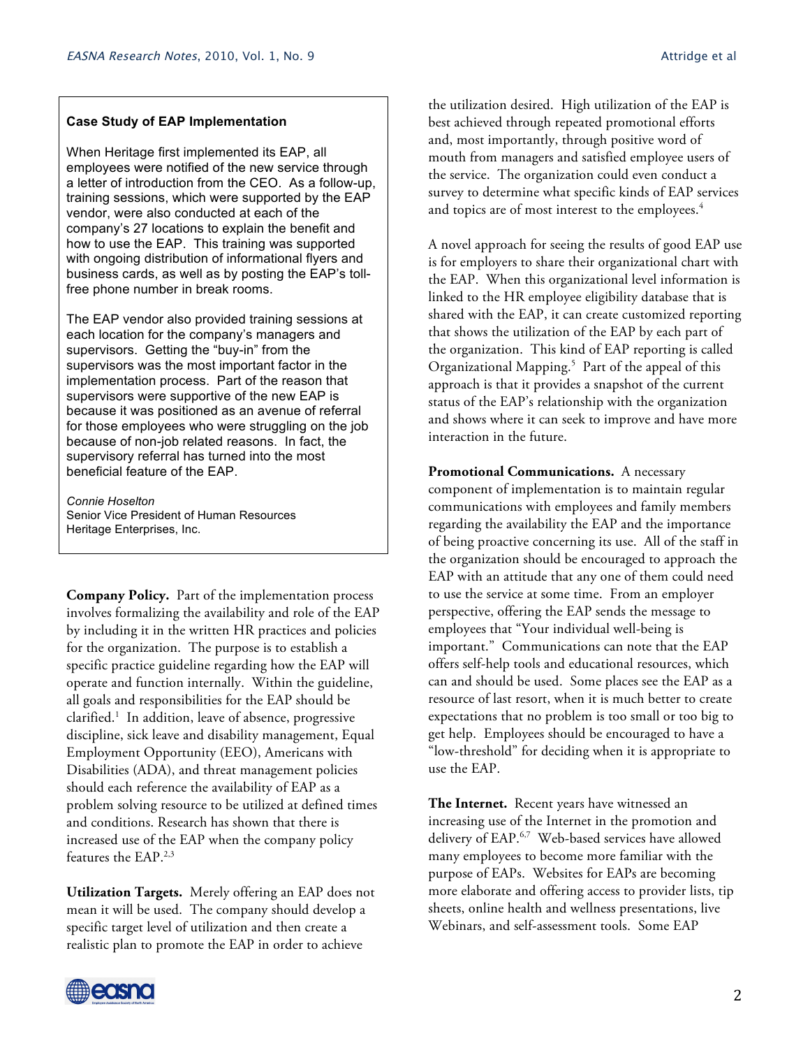**Case Study of EAP Implementation**

When Heritage first implemented its EAP, all employees were notified of the new service through a letter of introduction from the CEO. As a follow-up, training sessions, which were supported by the EAP vendor, were also conducted at each of the company's 27 locations to explain the benefit and how to use the EAP. This training was supported with ongoing distribution of informational flyers and business cards, as well as by posting the EAP's toll-free phone number in break rooms.

The EAP vendor also provided training sessions at each location for the company's managers and supervisors. Getting the "buy-in" from the supervisors was the most important factor in the implementation process. Part of the reason that supervisors were supportive of the new EAP is because it was positioned as an avenue of referral for those employees who were struggling on the job because of non-job related reasons. In fact, the supervisory referral has turned into the most beneficial feature of the EAP.

*Connie Hoselton*
Senior Vice President of Human Resources
Heritage Enterprises, Inc.

**Company Policy.** Part of the implementation process involves formalizing the availability and role of the EAP by including it in the written HR practices and policies for the organization. The purpose is to establish a specific practice guideline regarding how the EAP will operate and function internally. Within the guideline, all goals and responsibilities for the EAP should be clarified.[1] In addition, leave of absence, progressive discipline, sick leave and disability management, Equal Employment Opportunity (EEO), Americans with Disabilities (ADA), and threat management policies should each reference the availability of EAP as a problem solving resource to be utilized at defined times and conditions. Research has shown that there is increased use of the EAP when the company policy features the EAP.[2,3]

**Utilization Targets.** Merely offering an EAP does not mean it will be used. The company should develop a specific target level of utilization and then create a realistic plan to promote the EAP in order to achieve the utilization desired. High utilization of the EAP is best achieved through repeated promotional efforts and, most importantly, through positive word of mouth from managers and satisfied employee users of the service. The organization could even conduct a survey to determine what specific kinds of EAP services and topics are of most interest to the employees.[4]

A novel approach for seeing the results of good EAP use is for employers to share their organizational chart with the EAP. When this organizational level information is linked to the HR employee eligibility database that is shared with the EAP, it can create customized reporting that shows the utilization of the EAP by each part of the organization. This kind of EAP reporting is called Organizational Mapping.[5] Part of the appeal of this approach is that it provides a snapshot of the current status of the EAP's relationship with the organization and shows where it can seek to improve and have more interaction in the future.

**Promotional Communications.** A necessary component of implementation is to maintain regular communications with employees and family members regarding the availability the EAP and the importance of being proactive concerning its use. All of the staff in the organization should be encouraged to approach the EAP with an attitude that any one of them could need to use the service at some time. From an employer perspective, offering the EAP sends the message to employees that "Your individual well-being is important." Communications can note that the EAP offers self-help tools and educational resources, which can and should be used. Some places see the EAP as a resource of last resort, when it is much better to create expectations that no problem is too small or too big to get help. Employees should be encouraged to have a "low-threshold" for deciding when it is appropriate to use the EAP.

**The Internet.** Recent years have witnessed an increasing use of the Internet in the promotion and delivery of EAP.[6,7] Web-based services have allowed many employees to become more familiar with the purpose of EAPs. Websites for EAPs are becoming more elaborate and offering access to provider lists, tip sheets, online health and wellness presentations, live Webinars, and self-assessment tools. Some EAP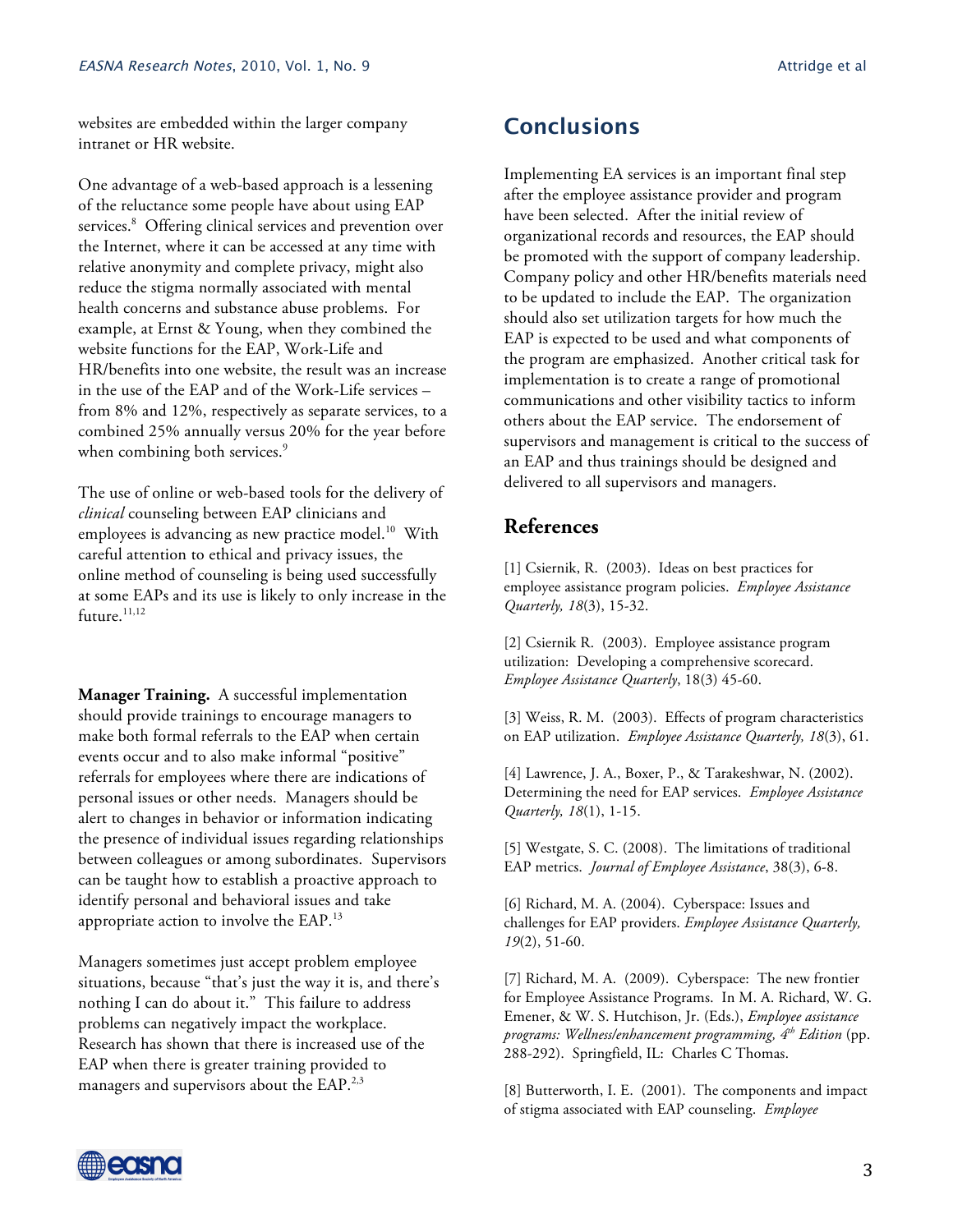websites are embedded within the larger company intranet or HR website.

One advantage of a web-based approach is a lessening of the reluctance some people have about using EAP services.[8] Offering clinical services and prevention over the Internet, where it can be accessed at any time with relative anonymity and complete privacy, might also reduce the stigma normally associated with mental health concerns and substance abuse problems. For example, at Ernst & Young, when they combined the website functions for the EAP, Work-Life and HR/benefits into one website, the result was an increase in the use of the EAP and of the Work-Life services – from 8% and 12%, respectively as separate services, to a combined 25% annually versus 20% for the year before when combining both services.[9]

The use of online or web-based tools for the delivery of *clinical* counseling between EAP clinicians and employees is advancing as new practice model.[10] With careful attention to ethical and privacy issues, the online method of counseling is being used successfully at some EAPs and its use is likely to only increase in the future.[11,12]

**Manager Training.** A successful implementation should provide trainings to encourage managers to make both formal referrals to the EAP when certain events occur and to also make informal "positive" referrals for employees where there are indications of personal issues or other needs. Managers should be alert to changes in behavior or information indicating the presence of individual issues regarding relationships between colleagues or among subordinates. Supervisors can be taught how to establish a proactive approach to identify personal and behavioral issues and take appropriate action to involve the EAP.[13]

Managers sometimes just accept problem employee situations, because "that's just the way it is, and there's nothing I can do about it." This failure to address problems can negatively impact the workplace. Research has shown that there is increased use of the EAP when there is greater training provided to managers and supervisors about the EAP.[2,3]

## Conclusions

Implementing EA services is an important final step after the employee assistance provider and program have been selected. After the initial review of organizational records and resources, the EAP should be promoted with the support of company leadership. Company policy and other HR/benefits materials need to be updated to include the EAP. The organization should also set utilization targets for how much the EAP is expected to be used and what components of the program are emphasized. Another critical task for implementation is to create a range of promotional communications and other visibility tactics to inform others about the EAP service. The endorsement of supervisors and management is critical to the success of an EAP and thus trainings should be designed and delivered to all supervisors and managers.

## References

[1] Csiernik, R. (2003). Ideas on best practices for employee assistance program policies. *Employee Assistance Quarterly, 18*(3), 15-32.

[2] Csiernik R. (2003). Employee assistance program utilization: Developing a comprehensive scorecard. *Employee Assistance Quarterly*, 18(3) 45-60.

[3] Weiss, R. M. (2003). Effects of program characteristics on EAP utilization. *Employee Assistance Quarterly, 18*(3), 61.

[4] Lawrence, J. A., Boxer, P., & Tarakeshwar, N. (2002). Determining the need for EAP services. *Employee Assistance Quarterly, 18*(1), 1-15.

[5] Westgate, S. C. (2008). The limitations of traditional EAP metrics. *Journal of Employee Assistance*, 38(3), 6-8.

[6] Richard, M. A. (2004). Cyberspace: Issues and challenges for EAP providers. *Employee Assistance Quarterly, 19*(2), 51-60.

[7] Richard, M. A. (2009). Cyberspace: The new frontier for Employee Assistance Programs. In M. A. Richard, W. G. Emener, & W. S. Hutchison, Jr. (Eds.), *Employee assistance programs: Wellness/enhancement programming, 4th Edition* (pp. 288-292). Springfield, IL: Charles C Thomas.

[8] Butterworth, I. E. (2001). The components and impact of stigma associated with EAP counseling. *Employee*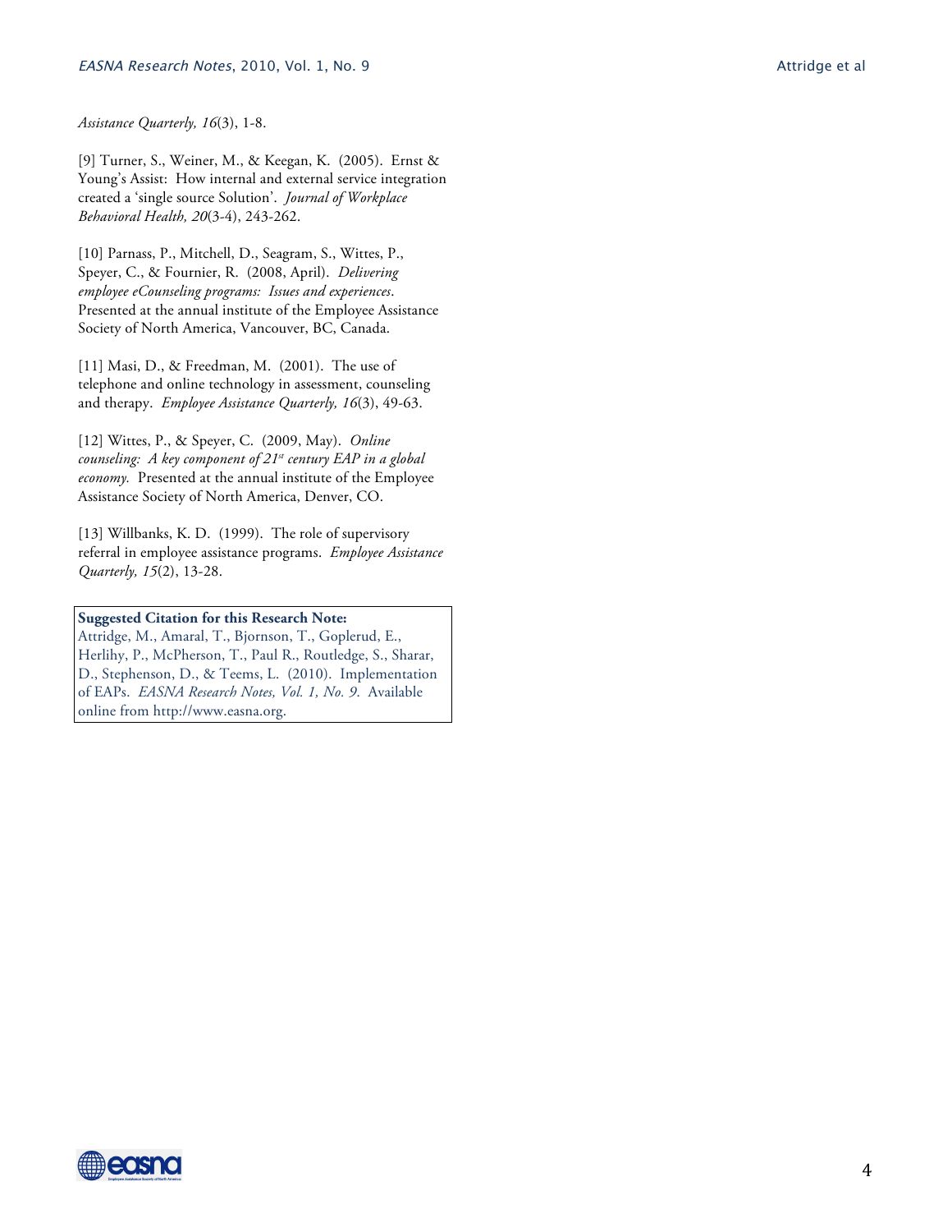*Assistance Quarterly, 16*(3), 1-8.

[9] Turner, S., Weiner, M., & Keegan, K. (2005). Ernst & Young's Assist: How internal and external service integration created a 'single source Solution'. *Journal of Workplace Behavioral Health, 20*(3-4), 243-262.

[10] Parnass, P., Mitchell, D., Seagram, S., Wittes, P., Speyer, C., & Fournier, R. (2008, April). *Delivering employee eCounseling programs: Issues and experiences*. Presented at the annual institute of the Employee Assistance Society of North America, Vancouver, BC, Canada.

[11] Masi, D., & Freedman, M. (2001). The use of telephone and online technology in assessment, counseling and therapy. *Employee Assistance Quarterly, 16*(3), 49-63.

[12] Wittes, P., & Speyer, C. (2009, May). *Online counseling: A key component of 21st century EAP in a global economy.* Presented at the annual institute of the Employee Assistance Society of North America, Denver, CO.

[13] Willbanks, K. D. (1999). The role of supervisory referral in employee assistance programs. *Employee Assistance Quarterly, 15*(2), 13-28.

**Suggested Citation for this Research Note:**
Attridge, M., Amaral, T., Bjornson, T., Goplerud, E., Herlihy, P., McPherson, T., Paul R., Routledge, S., Sharar, D., Stephenson, D., & Teems, L. (2010). Implementation of EAPs. *EASNA Research Notes, Vol. 1, No. 9.* Available online from http://www.easna.org.